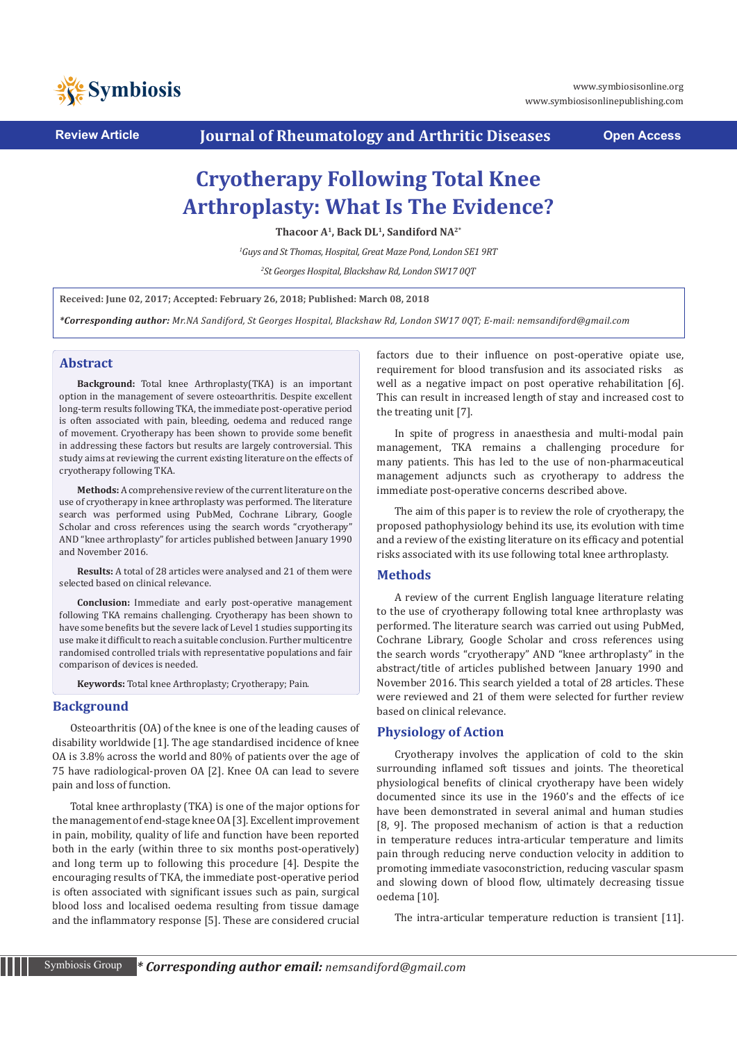Review Article

Journal of Rheumatology and Arthritic Diseases

Open Access

# Cryotherapy Following Total Knee Arthroplasty: What Is The Evidence?

**Thacoor A[1], Back DL[1], Sandiford NA[2*]**

[1]Guys and St Thomas, Hospital, Great Maze Pond, London SE1 9RT

[2]St Georges Hospital, Blackshaw Rd, London SW17 0QT

**Received: June 02, 2017; Accepted: February 26, 2018; Published: March 08, 2018**

***Corresponding author:** Mr.NA Sandiford, St Georges Hospital, Blackshaw Rd, London SW17 0QT; E-mail: nemsandiford@gmail.com*

## Abstract

**Background:** Total knee Arthroplasty(TKA) is an important option in the management of severe osteoarthritis. Despite excellent long-term results following TKA, the immediate post-operative period is often associated with pain, bleeding, oedema and reduced range of movement. Cryotherapy has been shown to provide some benefit in addressing these factors but results are largely controversial. This study aims at reviewing the current existing literature on the effects of cryotherapy following TKA.

**Methods:** A comprehensive review of the current literature on the use of cryotherapy in knee arthroplasty was performed. The literature search was performed using PubMed, Cochrane Library, Google Scholar and cross references using the search words "cryotherapy" AND "knee arthroplasty" for articles published between January 1990 and November 2016.

**Results:** A total of 28 articles were analysed and 21 of them were selected based on clinical relevance.

**Conclusion:** Immediate and early post-operative management following TKA remains challenging. Cryotherapy has been shown to have some benefits but the severe lack of Level 1 studies supporting its use make it difficult to reach a suitable conclusion. Further multicentre randomised controlled trials with representative populations and fair comparison of devices is needed.

**Keywords:** Total knee Arthroplasty; Cryotherapy; Pain.

## Background

Osteoarthritis (OA) of the knee is one of the leading causes of disability worldwide [1]. The age standardised incidence of knee OA is 3.8% across the world and 80% of patients over the age of 75 have radiological-proven OA [2]. Knee OA can lead to severe pain and loss of function.

Total knee arthroplasty (TKA) is one of the major options for the management of end-stage knee OA [3]. Excellent improvement in pain, mobility, quality of life and function have been reported both in the early (within three to six months post-operatively) and long term up to following this procedure [4]. Despite the encouraging results of TKA, the immediate post-operative period is often associated with significant issues such as pain, surgical blood loss and localised oedema resulting from tissue damage and the inflammatory response [5]. These are considered crucial factors due to their influence on post-operative opiate use, requirement for blood transfusion and its associated risks as well as a negative impact on post operative rehabilitation [6]. This can result in increased length of stay and increased cost to the treating unit [7].

In spite of progress in anaesthesia and multi-modal pain management, TKA remains a challenging procedure for many patients. This has led to the use of non-pharmaceutical management adjuncts such as cryotherapy to address the immediate post-operative concerns described above.

The aim of this paper is to review the role of cryotherapy, the proposed pathophysiology behind its use, its evolution with time and a review of the existing literature on its efficacy and potential risks associated with its use following total knee arthroplasty.

## Methods

A review of the current English language literature relating to the use of cryotherapy following total knee arthroplasty was performed. The literature search was carried out using PubMed, Cochrane Library, Google Scholar and cross references using the search words "cryotherapy" AND "knee arthroplasty" in the abstract/title of articles published between January 1990 and November 2016. This search yielded a total of 28 articles. These were reviewed and 21 of them were selected for further review based on clinical relevance.

## Physiology of Action

Cryotherapy involves the application of cold to the skin surrounding inflamed soft tissues and joints. The theoretical physiological benefits of clinical cryotherapy have been widely documented since its use in the 1960's and the effects of ice have been demonstrated in several animal and human studies [8, 9]. The proposed mechanism of action is that a reduction in temperature reduces intra-articular temperature and limits pain through reducing nerve conduction velocity in addition to promoting immediate vasoconstriction, reducing vascular spasm and slowing down of blood flow, ultimately decreasing tissue oedema [10].

The intra-articular temperature reduction is transient [11].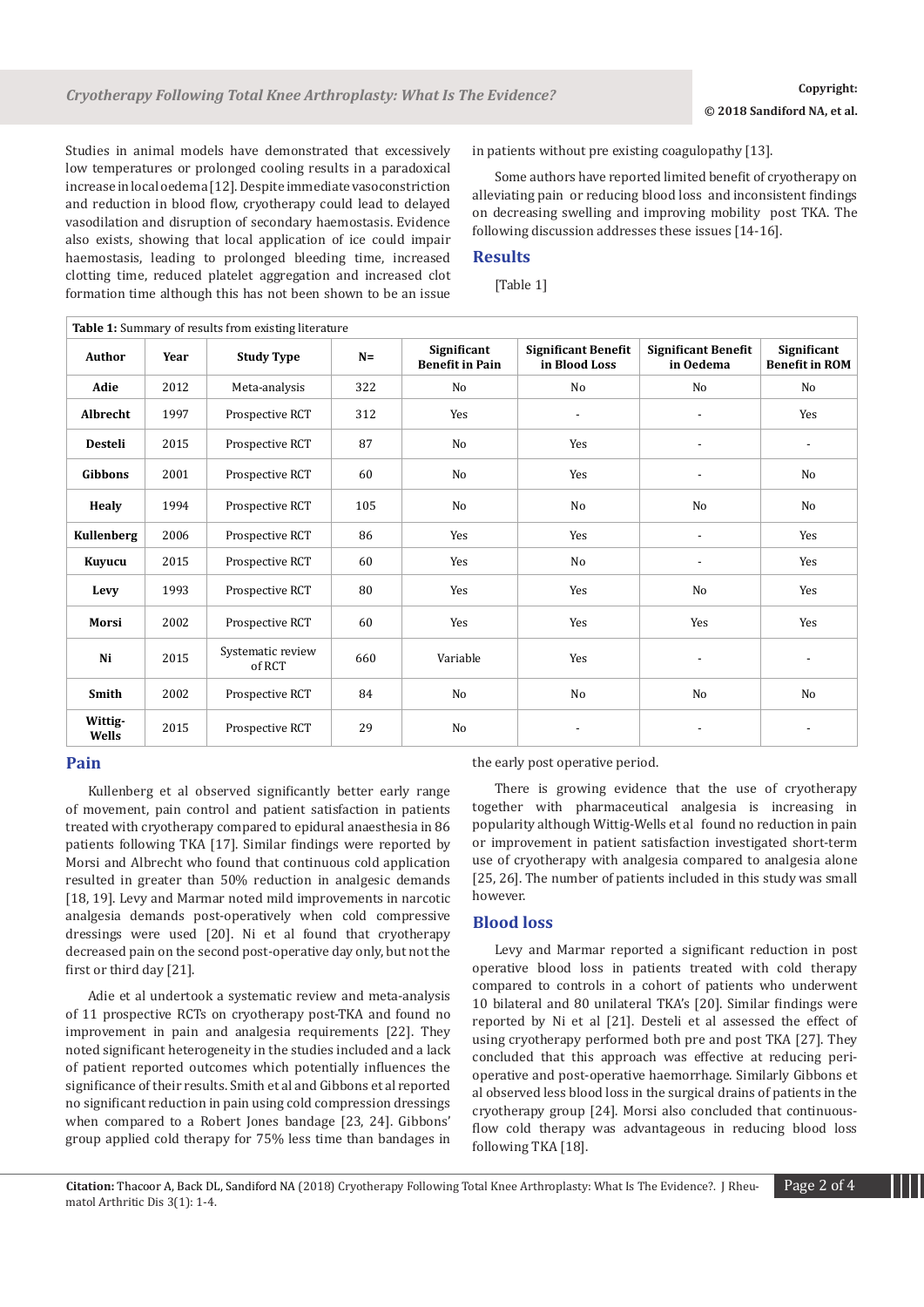Studies in animal models have demonstrated that excessively low temperatures or prolonged cooling results in a paradoxical increase in local oedema [12]. Despite immediate vasoconstriction and reduction in blood flow, cryotherapy could lead to delayed vasodilation and disruption of secondary haemostasis. Evidence also exists, showing that local application of ice could impair haemostasis, leading to prolonged bleeding time, increased clotting time, reduced platelet aggregation and increased clot formation time although this has not been shown to be an issue in patients without pre existing coagulopathy [13].

Some authors have reported limited benefit of cryotherapy on alleviating pain or reducing blood loss and inconsistent findings on decreasing swelling and improving mobility post TKA. The following discussion addresses these issues [14-16].

## Results

[Table 1]

**Table 1:** Summary of results from existing literature

| Author | Year | Study Type | N= | Significant Benefit in Pain | Significant Benefit in Blood Loss | Significant Benefit in Oedema | Significant Benefit in ROM |
|---|---|---|---|---|---|---|---|
| **Adie** | 2012 | Meta-analysis | 322 | No | No | No | No |
| **Albrecht** | 1997 | Prospective RCT | 312 | Yes | - | - | Yes |
| **Desteli** | 2015 | Prospective RCT | 87 | No | Yes | - | - |
| **Gibbons** | 2001 | Prospective RCT | 60 | No | Yes | - | No |
| **Healy** | 1994 | Prospective RCT | 105 | No | No | No | No |
| **Kullenberg** | 2006 | Prospective RCT | 86 | Yes | Yes | - | Yes |
| **Kuyucu** | 2015 | Prospective RCT | 60 | Yes | No | - | Yes |
| **Levy** | 1993 | Prospective RCT | 80 | Yes | Yes | No | Yes |
| **Morsi** | 2002 | Prospective RCT | 60 | Yes | Yes | Yes | Yes |
| **Ni** | 2015 | Systematic review of RCT | 660 | Variable | Yes | - | - |
| **Smith** | 2002 | Prospective RCT | 84 | No | No | No | No |
| **Wittig-Wells** | 2015 | Prospective RCT | 29 | No | - | - | - |

## Pain

Kullenberg et al observed significantly better early range of movement, pain control and patient satisfaction in patients treated with cryotherapy compared to epidural anaesthesia in 86 patients following TKA [17]. Similar findings were reported by Morsi and Albrecht who found that continuous cold application resulted in greater than 50% reduction in analgesic demands [18, 19]. Levy and Marmar noted mild improvements in narcotic analgesia demands post-operatively when cold compressive dressings were used [20]. Ni et al found that cryotherapy decreased pain on the second post-operative day only, but not the first or third day [21].

Adie et al undertook a systematic review and meta-analysis of 11 prospective RCTs on cryotherapy post-TKA and found no improvement in pain and analgesia requirements [22]. They noted significant heterogeneity in the studies included and a lack of patient reported outcomes which potentially influences the significance of their results. Smith et al and Gibbons et al reported no significant reduction in pain using cold compression dressings when compared to a Robert Jones bandage [23, 24]. Gibbons' group applied cold therapy for 75% less time than bandages in the early post operative period.

There is growing evidence that the use of cryotherapy together with pharmaceutical analgesia is increasing in popularity although Wittig-Wells et al found no reduction in pain or improvement in patient satisfaction investigated short-term use of cryotherapy with analgesia compared to analgesia alone [25, 26]. The number of patients included in this study was small however.

## Blood loss

Levy and Marmar reported a significant reduction in post operative blood loss in patients treated with cold therapy compared to controls in a cohort of patients who underwent 10 bilateral and 80 unilateral TKA's [20]. Similar findings were reported by Ni et al [21]. Desteli et al assessed the effect of using cryotherapy performed both pre and post TKA [27]. They concluded that this approach was effective at reducing peri-operative and post-operative haemorrhage. Similarly Gibbons et al observed less blood loss in the surgical drains of patients in the cryotherapy group [24]. Morsi also concluded that continuous-flow cold therapy was advantageous in reducing blood loss following TKA [18].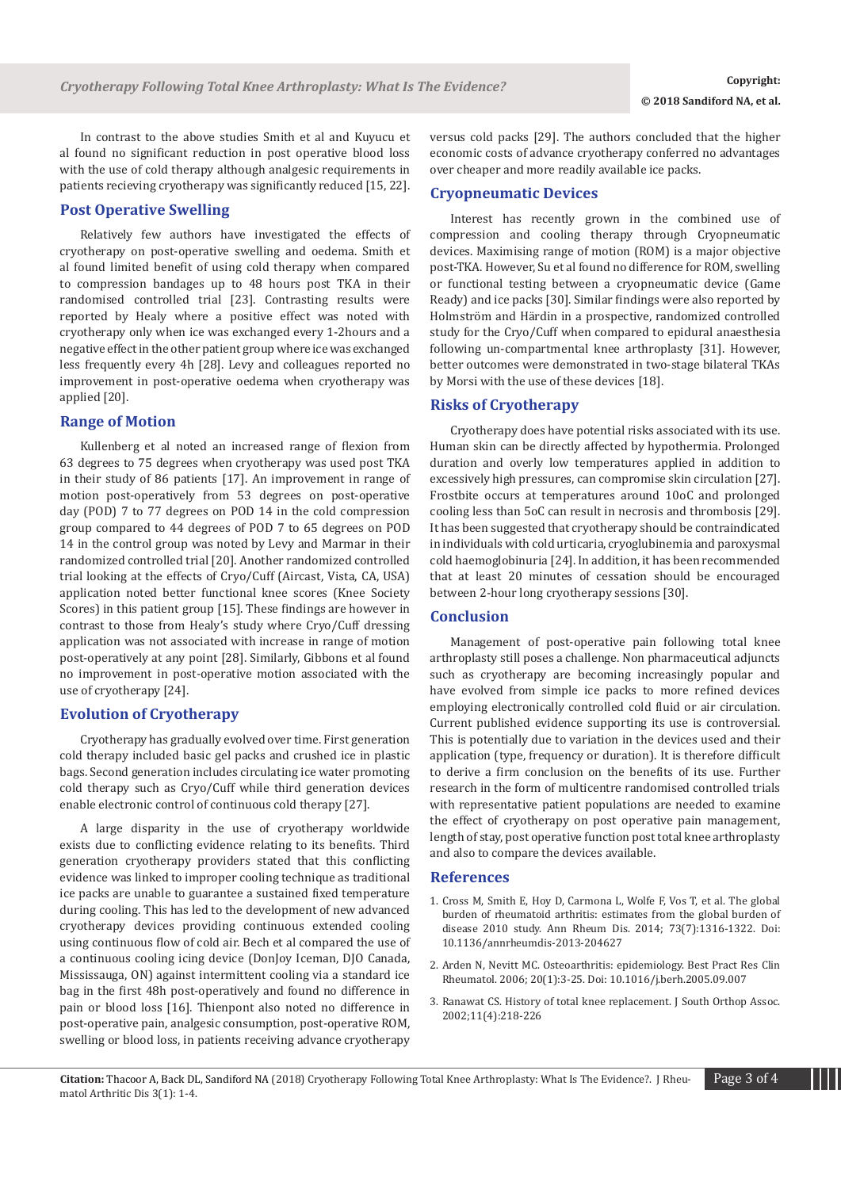In contrast to the above studies Smith et al and Kuyucu et al found no significant reduction in post operative blood loss with the use of cold therapy although analgesic requirements in patients recieving cryotherapy was significantly reduced [15, 22].

## Post Operative Swelling

Relatively few authors have investigated the effects of cryotherapy on post-operative swelling and oedema. Smith et al found limited benefit of using cold therapy when compared to compression bandages up to 48 hours post TKA in their randomised controlled trial [23]. Contrasting results were reported by Healy where a positive effect was noted with cryotherapy only when ice was exchanged every 1-2hours and a negative effect in the other patient group where ice was exchanged less frequently every 4h [28]. Levy and colleagues reported no improvement in post-operative oedema when cryotherapy was applied [20].

## Range of Motion

Kullenberg et al noted an increased range of flexion from 63 degrees to 75 degrees when cryotherapy was used post TKA in their study of 86 patients [17]. An improvement in range of motion post-operatively from 53 degrees on post-operative day (POD) 7 to 77 degrees on POD 14 in the cold compression group compared to 44 degrees of POD 7 to 65 degrees on POD 14 in the control group was noted by Levy and Marmar in their randomized controlled trial [20]. Another randomized controlled trial looking at the effects of Cryo/Cuff (Aircast, Vista, CA, USA) application noted better functional knee scores (Knee Society Scores) in this patient group [15]. These findings are however in contrast to those from Healy's study where Cryo/Cuff dressing application was not associated with increase in range of motion post-operatively at any point [28]. Similarly, Gibbons et al found no improvement in post-operative motion associated with the use of cryotherapy [24].

## Evolution of Cryotherapy

Cryotherapy has gradually evolved over time. First generation cold therapy included basic gel packs and crushed ice in plastic bags. Second generation includes circulating ice water promoting cold therapy such as Cryo/Cuff while third generation devices enable electronic control of continuous cold therapy [27].

A large disparity in the use of cryotherapy worldwide exists due to conflicting evidence relating to its benefits. Third generation cryotherapy providers stated that this conflicting evidence was linked to improper cooling technique as traditional ice packs are unable to guarantee a sustained fixed temperature during cooling. This has led to the development of new advanced cryotherapy devices providing continuous extended cooling using continuous flow of cold air. Bech et al compared the use of a continuous cooling icing device (DonJoy Iceman, DJO Canada, Mississauga, ON) against intermittent cooling via a standard ice bag in the first 48h post-operatively and found no difference in pain or blood loss [16]. Thienpont also noted no difference in post-operative pain, analgesic consumption, post-operative ROM, swelling or blood loss, in patients receiving advance cryotherapy versus cold packs [29]. The authors concluded that the higher economic costs of advance cryotherapy conferred no advantages over cheaper and more readily available ice packs.

## Cryopneumatic Devices

Interest has recently grown in the combined use of compression and cooling therapy through Cryopneumatic devices. Maximising range of motion (ROM) is a major objective post-TKA. However, Su et al found no difference for ROM, swelling or functional testing between a cryopneumatic device (Game Ready) and ice packs [30]. Similar findings were also reported by Holmström and Härdin in a prospective, randomized controlled study for the Cryo/Cuff when compared to epidural anaesthesia following un-compartmental knee arthroplasty [31]. However, better outcomes were demonstrated in two-stage bilateral TKAs by Morsi with the use of these devices [18].

## Risks of Cryotherapy

Cryotherapy does have potential risks associated with its use. Human skin can be directly affected by hypothermia. Prolonged duration and overly low temperatures applied in addition to excessively high pressures, can compromise skin circulation [27]. Frostbite occurs at temperatures around 10oC and prolonged cooling less than 5oC can result in necrosis and thrombosis [29]. It has been suggested that cryotherapy should be contraindicated in individuals with cold urticaria, cryoglubinemia and paroxysmal cold haemoglobinuria [24]. In addition, it has been recommended that at least 20 minutes of cessation should be encouraged between 2-hour long cryotherapy sessions [30].

## Conclusion

Management of post-operative pain following total knee arthroplasty still poses a challenge. Non pharmaceutical adjuncts such as cryotherapy are becoming increasingly popular and have evolved from simple ice packs to more refined devices employing electronically controlled cold fluid or air circulation. Current published evidence supporting its use is controversial. This is potentially due to variation in the devices used and their application (type, frequency or duration). It is therefore difficult to derive a firm conclusion on the benefits of its use. Further research in the form of multicentre randomised controlled trials with representative patient populations are needed to examine the effect of cryotherapy on post operative pain management, length of stay, post operative function post total knee arthroplasty and also to compare the devices available.

## References

1. Cross M, Smith E, Hoy D, Carmona L, Wolfe F, Vos T, et al. The global burden of rheumatoid arthritis: estimates from the global burden of disease 2010 study. Ann Rheum Dis. 2014; 73(7):1316-1322. Doi: 10.1136/annrheumdis-2013-204627
2. Arden N, Nevitt MC. Osteoarthritis: epidemiology. Best Pract Res Clin Rheumatol. 2006; 20(1):3-25. Doi: 10.1016/j.berh.2005.09.007
3. Ranawat CS. History of total knee replacement. J South Orthop Assoc. 2002;11(4):218-226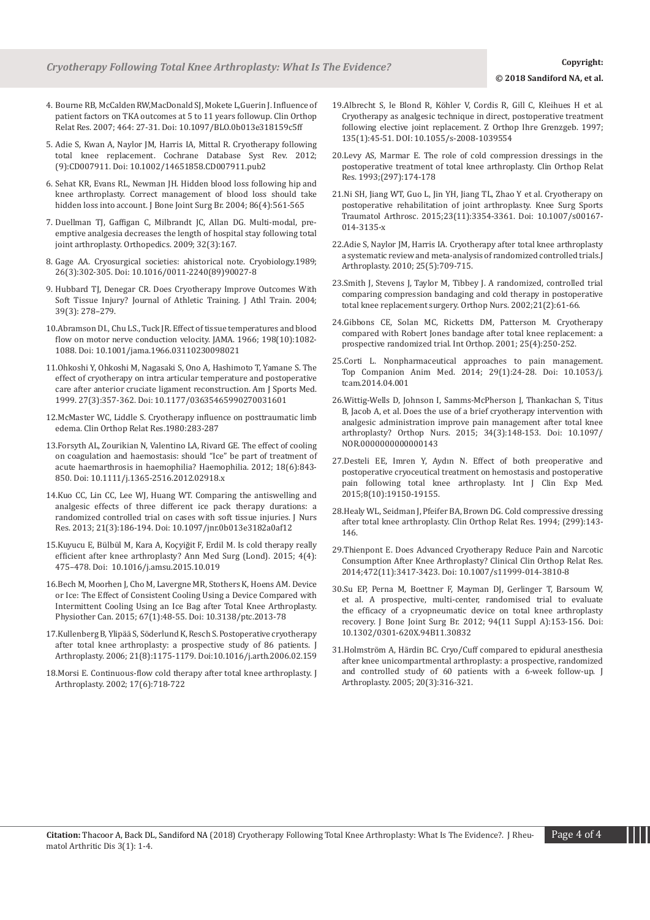4. Bourne RB, McCalden RW,MacDonald SJ, Mokete L,Guerin J. Influence of patient factors on TKA outcomes at 5 to 11 years followup. Clin Orthop Relat Res. 2007; 464: 27-31. Doi: 10.1097/BLO.0b013e318159c5ff

5. Adie S, Kwan A, Naylor JM, Harris IA, Mittal R. Cryotherapy following total knee replacement. Cochrane Database Syst Rev. 2012; (9):CD007911. Doi: 10.1002/14651858.CD007911.pub2

6. Sehat KR, Evans RL, Newman JH. Hidden blood loss following hip and knee arthroplasty. Correct management of blood loss should take hidden loss into account. J Bone Joint Surg Br. 2004; 86(4):561-565

7. Duellman TJ, Gaffigan C, Milbrandt JC, Allan DG. Multi-modal, pre-emptive analgesia decreases the length of hospital stay following total joint arthroplasty. Orthopedics. 2009; 32(3):167.

8. Gage AA. Cryosurgical societies: ahistorical note. Cryobiology.1989; 26(3):302-305. Doi: 10.1016/0011-2240(89)90027-8

9. Hubbard TJ, Denegar CR. Does Cryotherapy Improve Outcomes With Soft Tissue Injury? Journal of Athletic Training. J Athl Train. 2004; 39(3): 278–279.

10. Abramson DI., Chu LS., Tuck JR. Effect of tissue temperatures and blood flow on motor nerve conduction velocity. JAMA. 1966; 198(10):1082-1088. Doi: 10.1001/jama.1966.03110230098021

11. Ohkoshi Y, Ohkoshi M, Nagasaki S, Ono A, Hashimoto T, Yamane S. The effect of cryotherapy on intra articular temperature and postoperative care after anterior cruciate ligament reconstruction. Am J Sports Med. 1999. 27(3):357-362. Doi: 10.1177/03635465990270031601

12. McMaster WC, Liddle S. Cryotherapy influence on posttraumatic limb edema. Clin Orthop Relat Res.1980:283-287

13. Forsyth AL, Zourikian N, Valentino LA, Rivard GE. The effect of cooling on coagulation and haemostasis: should "Ice" be part of treatment of acute haemarthrosis in haemophilia? Haemophilia. 2012; 18(6):843-850. Doi: 10.1111/j.1365-2516.2012.02918.x

14. Kuo CC, Lin CC, Lee WJ, Huang WT. Comparing the antiswelling and analgesic effects of three different ice pack therapy durations: a randomized controlled trial on cases with soft tissue injuries. J Nurs Res. 2013; 21(3):186-194. Doi: 10.1097/jnr.0b013e3182a0af12

15. Kuyucu E, Bülbül M, Kara A, Koçyiğit F, Erdil M. Is cold therapy really efficient after knee arthroplasty? Ann Med Surg (Lond). 2015; 4(4): 475–478. Doi: 10.1016/j.amsu.2015.10.019

16. Bech M, Moorhen J, Cho M, Lavergne MR, Stothers K, Hoens AM. Device or Ice: The Effect of Consistent Cooling Using a Device Compared with Intermittent Cooling Using an Ice Bag after Total Knee Arthroplasty. Physiother Can. 2015; 67(1):48-55. Doi: 10.3138/ptc.2013-78

17. Kullenberg B, Ylipää S, Söderlund K, Resch S. Postoperative cryotherapy after total knee arthroplasty: a prospective study of 86 patients. J Arthroplasty. 2006; 21(8):1175-1179. Doi:10.1016/j.arth.2006.02.159

18. Morsi E. Continuous-flow cold therapy after total knee arthroplasty. J Arthroplasty. 2002; 17(6):718-722

19. Albrecht S, le Blond R, Köhler V, Cordis R, Gill C, Kleihues H et al. Cryotherapy as analgesic technique in direct, postoperative treatment following elective joint replacement. Z Orthop Ihre Grenzgeb. 1997; 135(1):45-51. DOI: 10.1055/s-2008-1039554

20. Levy AS, Marmar E. The role of cold compression dressings in the postoperative treatment of total knee arthroplasty. Clin Orthop Relat Res. 1993;(297):174-178

21. Ni SH, Jiang WT, Guo L, Jin YH, Jiang TL, Zhao Y et al. Cryotherapy on postoperative rehabilitation of joint arthroplasty. Knee Surg Sports Traumatol Arthrosc. 2015;23(11):3354-3361. Doi: 10.1007/s00167-014-3135-x

22. Adie S, Naylor JM, Harris IA. Cryotherapy after total knee arthroplasty a systematic review and meta-analysis of randomized controlled trials.J Arthroplasty. 2010; 25(5):709-715.

23. Smith J, Stevens J, Taylor M, Tibbey J. A randomized, controlled trial comparing compression bandaging and cold therapy in postoperative total knee replacement surgery. Orthop Nurs. 2002;21(2):61-66.

24. Gibbons CE, Solan MC, Ricketts DM, Patterson M. Cryotherapy compared with Robert Jones bandage after total knee replacement: a prospective randomized trial. Int Orthop. 2001; 25(4):250-252.

25. Corti L. Nonpharmaceutical approaches to pain management. Top Companion Anim Med. 2014; 29(1):24-28. Doi: 10.1053/j.tcam.2014.04.001

26. Wittig-Wells D, Johnson I, Samms-McPherson J, Thankachan S, Titus B, Jacob A, et al. Does the use of a brief cryotherapy intervention with analgesic administration improve pain management after total knee arthroplasty? Orthop Nurs. 2015; 34(3):148-153. Doi: 10.1097/NOR.0000000000000143

27. Desteli EE, Imren Y, Aydın N. Effect of both preoperative and postoperative cryoceutical treatment on hemostasis and postoperative pain following total knee arthroplasty. Int J Clin Exp Med. 2015;8(10):19150-19155.

28. Healy WL, Seidman J, Pfeifer BA, Brown DG. Cold compressive dressing after total knee arthroplasty. Clin Orthop Relat Res. 1994; (299):143-146.

29. Thienpont E. Does Advanced Cryotherapy Reduce Pain and Narcotic Consumption After Knee Arthroplasty? Clinical Clin Orthop Relat Res. 2014;472(11):3417-3423. Doi: 10.1007/s11999-014-3810-8

30. Su EP, Perna M, Boettner F, Mayman DJ, Gerlinger T, Barsoum W, et al. A prospective, multi-center, randomised trial to evaluate the efficacy of a cryopneumatic device on total knee arthroplasty recovery. J Bone Joint Surg Br. 2012; 94(11 Suppl A):153-156. Doi: 10.1302/0301-620X.94B11.30832

31. Holmström A, Härdin BC. Cryo/Cuff compared to epidural anesthesia after knee unicompartmental arthroplasty: a prospective, randomized and controlled study of 60 patients with a 6-week follow-up. J Arthroplasty. 2005; 20(3):316-321.

**Citation:** Thacoor A, Back DL, Sandiford NA (2018) Cryotherapy Following Total Knee Arthroplasty: What Is The Evidence?. J Rheumatol Arthritic Dis 3(1): 1-4.